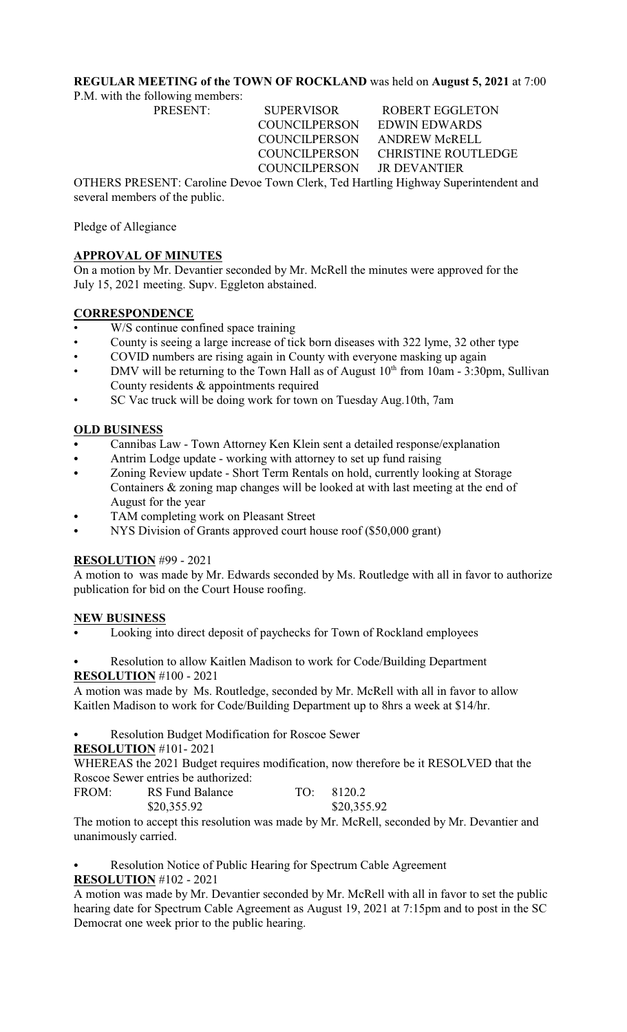**REGULAR MEETING of the TOWN OF ROCKLAND** was held on **August 5, 2021** at 7:00 P.M. with the following members:

| PRESENT: | SUPERVISOR | ROBERT EGGLETON |
|---|---|---|
| | COUNCILPERSON | EDWIN EDWARDS |
| | COUNCILPERSON | ANDREW McRELL |
| | COUNCILPERSON | CHRISTINE ROUTLEDGE |
| | COUNCILPERSON | JR DEVANTIER |

OTHERS PRESENT: Caroline Devoe Town Clerk, Ted Hartling Highway Superintendent and several members of the public.

Pledge of Allegiance

## APPROVAL OF MINUTES

On a motion by Mr. Devantier seconded by Mr. McRell the minutes were approved for the July 15, 2021 meeting. Supv. Eggleton abstained.

## CORRESPONDENCE

- W/S continue confined space training
- County is seeing a large increase of tick born diseases with 322 lyme, 32 other type
- COVID numbers are rising again in County with everyone masking up again
- DMV will be returning to the Town Hall as of August 10th from 10am - 3:30pm, Sullivan County residents & appointments required
- SC Vac truck will be doing work for town on Tuesday Aug.10th, 7am

## OLD BUSINESS

- Cannibas Law - Town Attorney Ken Klein sent a detailed response/explanation
- Antrim Lodge update - working with attorney to set up fund raising
- Zoning Review update - Short Term Rentals on hold, currently looking at Storage Containers & zoning map changes will be looked at with last meeting at the end of August for the year
- TAM completing work on Pleasant Street
- NYS Division of Grants approved court house roof ($50,000 grant)

**RESOLUTION** #99 - 2021

A motion to was made by Mr. Edwards seconded by Ms. Routledge with all in favor to authorize publication for bid on the Court House roofing.

## NEW BUSINESS

- Looking into direct deposit of paychecks for Town of Rockland employees
- Resolution to allow Kaitlen Madison to work for Code/Building Department

**RESOLUTION** #100 - 2021

A motion was made by Ms. Routledge, seconded by Mr. McRell with all in favor to allow Kaitlen Madison to work for Code/Building Department up to 8hrs a week at $14/hr.

- Resolution Budget Modification for Roscoe Sewer

**RESOLUTION** #101- 2021

WHEREAS the 2021 Budget requires modification, now therefore be it RESOLVED that the Roscoe Sewer entries be authorized:

| FROM: | RS Fund Balance | TO: | 8120.2 |
|---|---|---|---|
| | $20,355.92 | | $20,355.92 |

The motion to accept this resolution was made by Mr. McRell, seconded by Mr. Devantier and unanimously carried.

- Resolution Notice of Public Hearing for Spectrum Cable Agreement

**RESOLUTION** #102 - 2021

A motion was made by Mr. Devantier seconded by Mr. McRell with all in favor to set the public hearing date for Spectrum Cable Agreement as August 19, 2021 at 7:15pm and to post in the SC Democrat one week prior to the public hearing.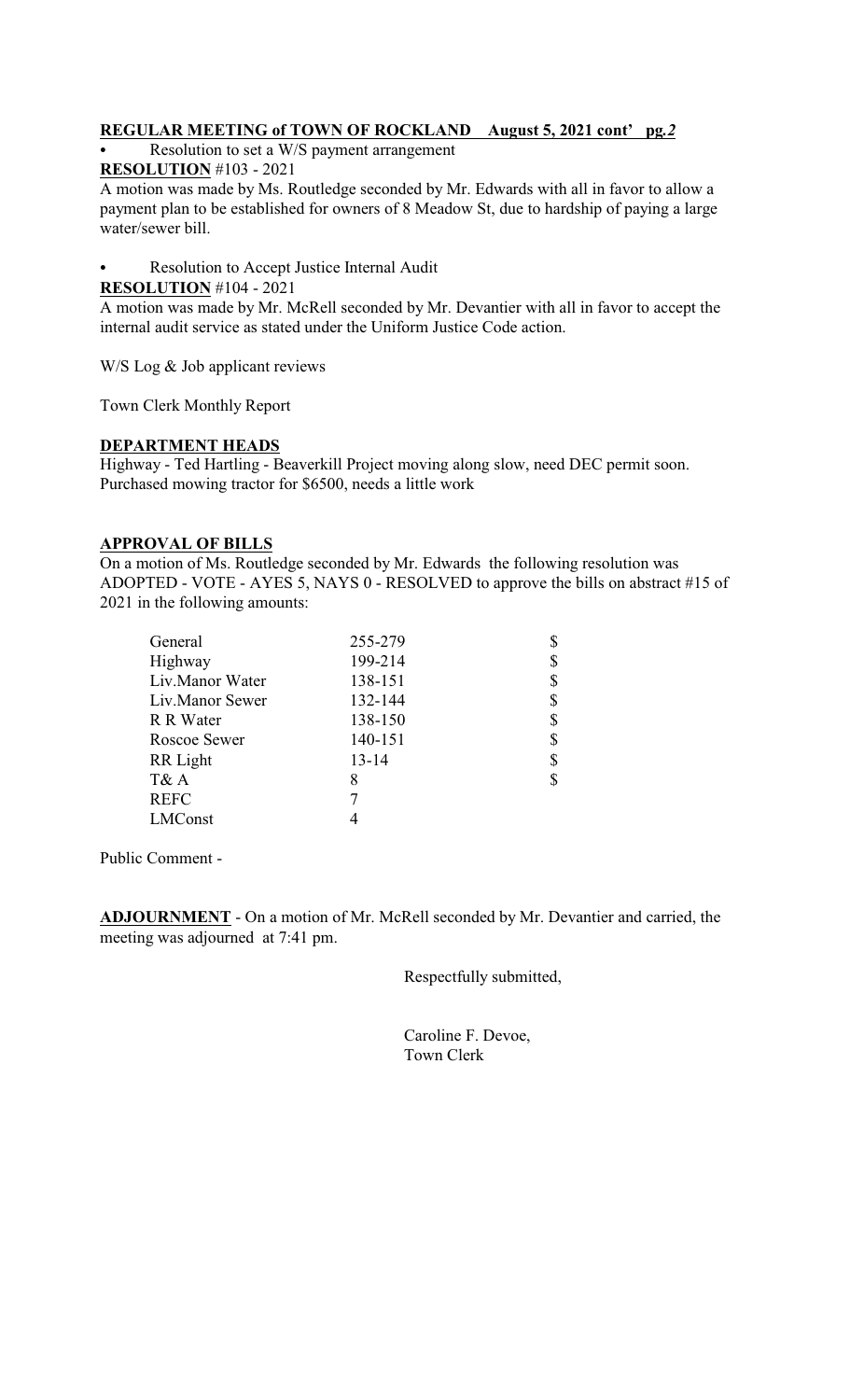**REGULAR MEETING of TOWN OF ROCKLAND August 5, 2021 cont' pg.** ***2***

- Resolution to set a W/S payment arrangement

**RESOLUTION** #103 - 2021

A motion was made by Ms. Routledge seconded by Mr. Edwards with all in favor to allow a payment plan to be established for owners of 8 Meadow St, due to hardship of paying a large water/sewer bill.

- Resolution to Accept Justice Internal Audit

**RESOLUTION** #104 - 2021

A motion was made by Mr. McRell seconded by Mr. Devantier with all in favor to accept the internal audit service as stated under the Uniform Justice Code action.

W/S Log & Job applicant reviews

Town Clerk Monthly Report

**DEPARTMENT HEADS**

Highway - Ted Hartling - Beaverkill Project moving along slow, need DEC permit soon. Purchased mowing tractor for $6500, needs a little work

**APPROVAL OF BILLS**

On a motion of Ms. Routledge seconded by Mr. Edwards the following resolution was ADOPTED - VOTE - AYES 5, NAYS 0 - RESOLVED to approve the bills on abstract #15 of 2021 in the following amounts:

| | | |
|---|---|---|
| General | 255-279 | $ |
| Highway | 199-214 | $ |
| Liv.Manor Water | 138-151 | $ |
| Liv.Manor Sewer | 132-144 | $ |
| R R Water | 138-150 | $ |
| Roscoe Sewer | 140-151 | $ |
| RR Light | 13-14 | $ |
| T& A | 8 | $ |
| REFC | 7 | |
| LMConst | 4 | |

Public Comment -

**ADJOURNMENT** - On a motion of Mr. McRell seconded by Mr. Devantier and carried, the meeting was adjourned at 7:41 pm.

Respectfully submitted,

Caroline F. Devoe,
Town Clerk